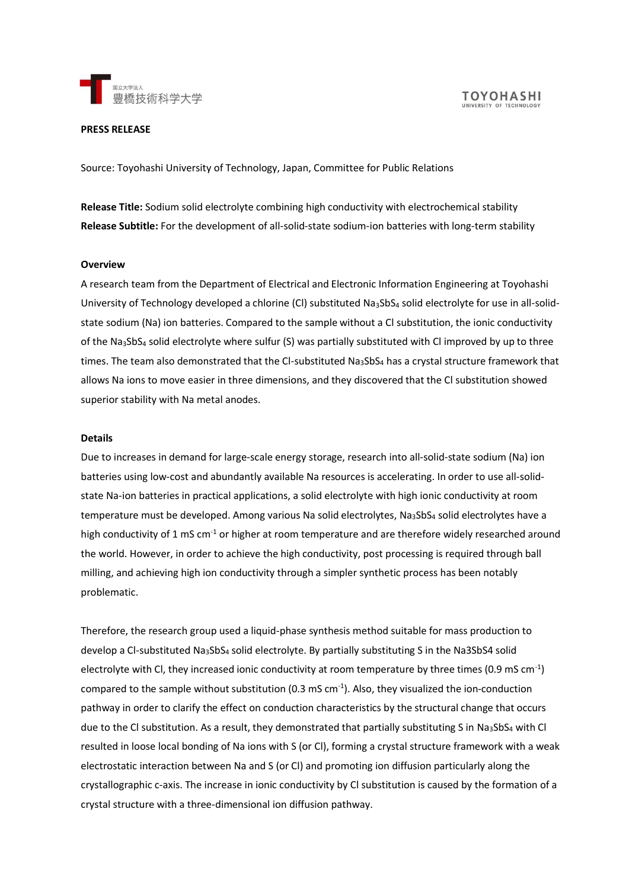**PRESS RELEASE**

Source: Toyohashi University of Technology, Japan, Committee for Public Relations

**Release Title:** Sodium solid electrolyte combining high conductivity with electrochemical stability
**Release Subtitle:** For the development of all-solid-state sodium-ion batteries with long-term stability

**Overview**

A research team from the Department of Electrical and Electronic Information Engineering at Toyohashi University of Technology developed a chlorine (Cl) substituted $Na_3SbS_4$ solid electrolyte for use in all-solid-state sodium (Na) ion batteries. Compared to the sample without a Cl substitution, the ionic conductivity of the $Na_3SbS_4$ solid electrolyte where sulfur (S) was partially substituted with Cl improved by up to three times. The team also demonstrated that the Cl-substituted $Na_3SbS_4$ has a crystal structure framework that allows Na ions to move easier in three dimensions, and they discovered that the Cl substitution showed superior stability with Na metal anodes.

**Details**

Due to increases in demand for large-scale energy storage, research into all-solid-state sodium (Na) ion batteries using low-cost and abundantly available Na resources is accelerating. In order to use all-solid-state Na-ion batteries in practical applications, a solid electrolyte with high ionic conductivity at room temperature must be developed. Among various Na solid electrolytes, $Na_3SbS_4$ solid electrolytes have a high conductivity of 1 mS cm$^{-1}$ or higher at room temperature and are therefore widely researched around the world. However, in order to achieve the high conductivity, post processing is required through ball milling, and achieving high ion conductivity through a simpler synthetic process has been notably problematic.

Therefore, the research group used a liquid-phase synthesis method suitable for mass production to develop a Cl-substituted $Na_3SbS_4$ solid electrolyte. By partially substituting S in the Na3SbS4 solid electrolyte with Cl, they increased ionic conductivity at room temperature by three times (0.9 mS cm$^{-1}$) compared to the sample without substitution (0.3 mS cm$^{-1}$). Also, they visualized the ion-conduction pathway in order to clarify the effect on conduction characteristics by the structural change that occurs due to the Cl substitution. As a result, they demonstrated that partially substituting S in $Na_3SbS_4$ with Cl resulted in loose local bonding of Na ions with S (or Cl), forming a crystal structure framework with a weak electrostatic interaction between Na and S (or Cl) and promoting ion diffusion particularly along the crystallographic c-axis. The increase in ionic conductivity by Cl substitution is caused by the formation of a crystal structure with a three-dimensional ion diffusion pathway.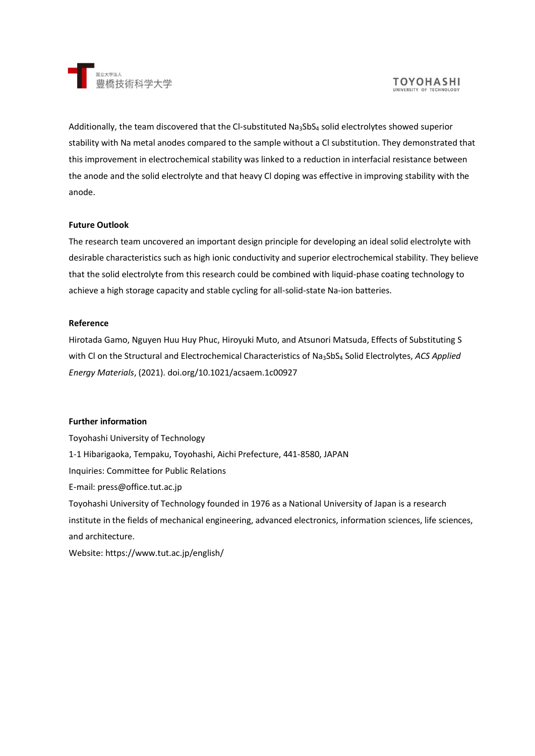Additionally, the team discovered that the Cl-substituted $Na_3SbS_4$ solid electrolytes showed superior stability with Na metal anodes compared to the sample without a Cl substitution. They demonstrated that this improvement in electrochemical stability was linked to a reduction in interfacial resistance between the anode and the solid electrolyte and that heavy Cl doping was effective in improving stability with the anode.

**Future Outlook**

The research team uncovered an important design principle for developing an ideal solid electrolyte with desirable characteristics such as high ionic conductivity and superior electrochemical stability. They believe that the solid electrolyte from this research could be combined with liquid-phase coating technology to achieve a high storage capacity and stable cycling for all-solid-state Na-ion batteries.

**Reference**

Hirotada Gamo, Nguyen Huu Huy Phuc, Hiroyuki Muto, and Atsunori Matsuda, Effects of Substituting S with Cl on the Structural and Electrochemical Characteristics of $Na_3SbS_4$ Solid Electrolytes, *ACS Applied Energy Materials*, (2021). doi.org/10.1021/acsaem.1c00927

**Further information**

Toyohashi University of Technology

1-1 Hibarigaoka, Tempaku, Toyohashi, Aichi Prefecture, 441-8580, JAPAN

Inquiries: Committee for Public Relations

E-mail: press@office.tut.ac.jp

Toyohashi University of Technology founded in 1976 as a National University of Japan is a research institute in the fields of mechanical engineering, advanced electronics, information sciences, life sciences, and architecture.

Website: https://www.tut.ac.jp/english/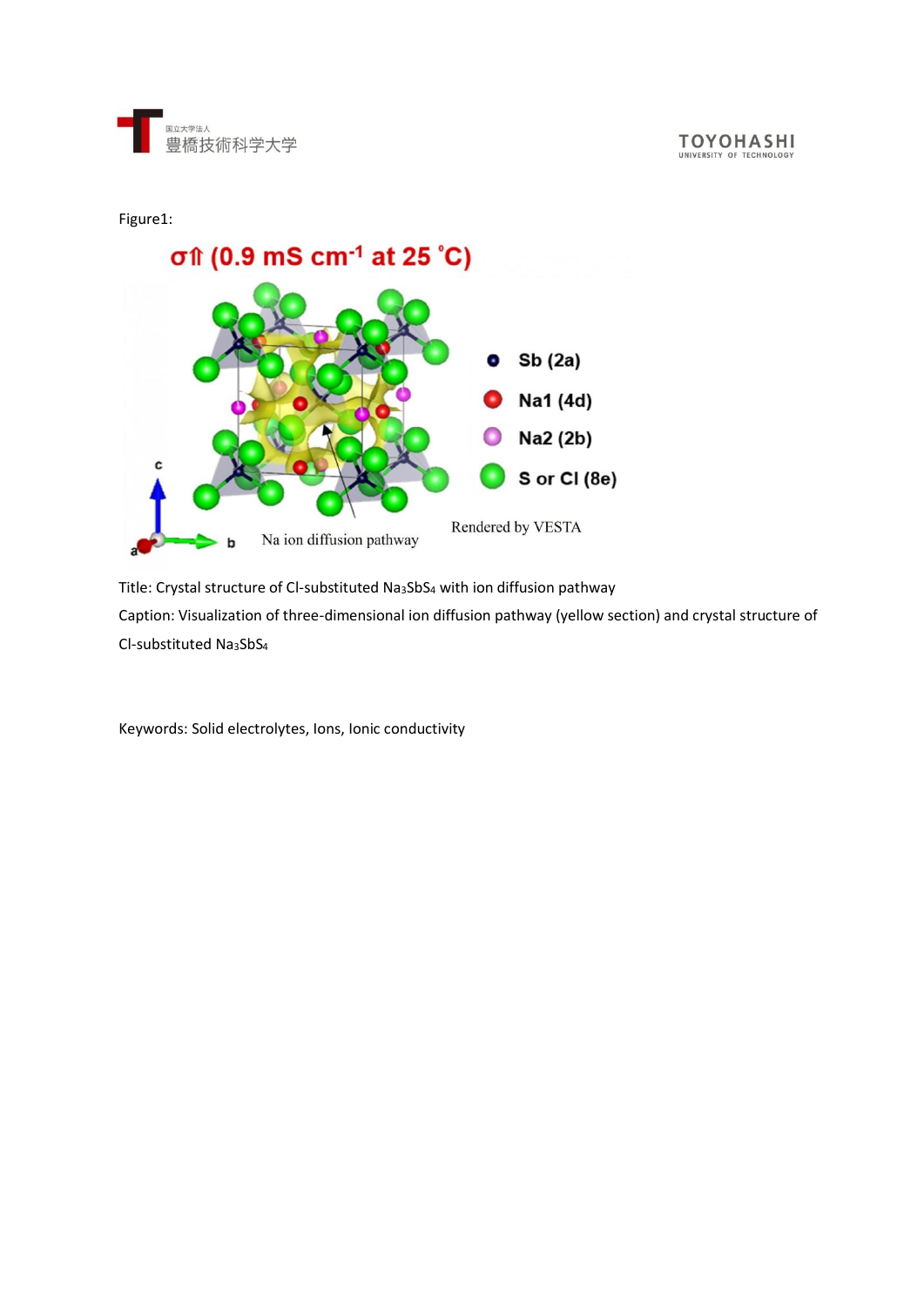Figure1:

σ⇑ (0.9 mS cm$^{-1}$ at 25 °C)

Sb (2a)

Na1 (4d)

Na2 (2b)

S or Cl (8e)

Rendered by VESTA

Na ion diffusion pathway

c

a

b

Title: Crystal structure of Cl-substituted $Na_3SbS_4$ with ion diffusion pathway

Caption: Visualization of three-dimensional ion diffusion pathway (yellow section) and crystal structure of Cl-substituted $Na_3SbS_4$

Keywords: Solid electrolytes, Ions, Ionic conductivity